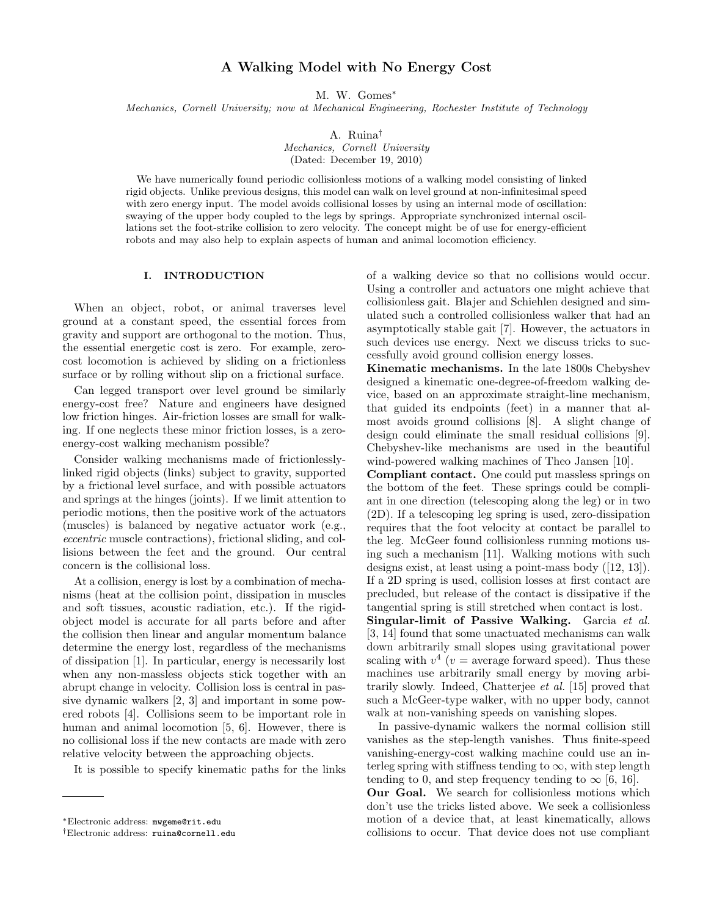# A Walking Model with No Energy Cost

M. W. Gomes*

*Mechanics, Cornell University; now at Mechanical Engineering, Rochester Institute of Technology*

A. Ruina†

*Mechanics, Cornell University*

(Dated: December 19, 2010)

We have numerically found periodic collisionless motions of a walking model consisting of linked rigid objects. Unlike previous designs, this model can walk on level ground at non-infinitesimal speed with zero energy input. The model avoids collisional losses by using an internal mode of oscillation: swaying of the upper body coupled to the legs by springs. Appropriate synchronized internal oscillations set the foot-strike collision to zero velocity. The concept might be of use for energy-efficient robots and may also help to explain aspects of human and animal locomotion efficiency.

## I. INTRODUCTION

When an object, robot, or animal traverses level ground at a constant speed, the essential forces from gravity and support are orthogonal to the motion. Thus, the essential energetic cost is zero. For example, zero-cost locomotion is achieved by sliding on a frictionless surface or by rolling without slip on a frictional surface.

Can legged transport over level ground be similarly energy-cost free? Nature and engineers have designed low friction hinges. Air-friction losses are small for walking. If one neglects these minor friction losses, is a zero-energy-cost walking mechanism possible?

Consider walking mechanisms made of frictionlessly-linked rigid objects (links) subject to gravity, supported by a frictional level surface, and with possible actuators and springs at the hinges (joints). If we limit attention to periodic motions, then the positive work of the actuators (muscles) is balanced by negative actuator work (e.g., *eccentric* muscle contractions), frictional sliding, and collisions between the feet and the ground. Our central concern is the collisional loss.

At a collision, energy is lost by a combination of mechanisms (heat at the collision point, dissipation in muscles and soft tissues, acoustic radiation, etc.). If the rigid-object model is accurate for all parts before and after the collision then linear and angular momentum balance determine the energy lost, regardless of the mechanisms of dissipation [1]. In particular, energy is necessarily lost when any non-massless objects stick together with an abrupt change in velocity. Collision loss is central in passive dynamic walkers [2, 3] and important in some powered robots [4]. Collisions seem to be important role in human and animal locomotion [5, 6]. However, there is no collisional loss if the new contacts are made with zero relative velocity between the approaching objects.

It is possible to specify kinematic paths for the links of a walking device so that no collisions would occur. Using a controller and actuators one might achieve that collisionless gait. Blajer and Schiehlen designed and simulated such a controlled collisionless walker that had an asymptotically stable gait [7]. However, the actuators in such devices use energy. Next we discuss tricks to successfully avoid ground collision energy losses.

**Kinematic mechanisms.** In the late 1800s Chebyshev designed a kinematic one-degree-of-freedom walking device, based on an approximate straight-line mechanism, that guided its endpoints (feet) in a manner that almost avoids ground collisions [8]. A slight change of design could eliminate the small residual collisions [9]. Chebyshev-like mechanisms are used in the beautiful wind-powered walking machines of Theo Jansen [10].

**Compliant contact.** One could put massless springs on the bottom of the feet. These springs could be compliant in one direction (telescoping along the leg) or in two (2D). If a telescoping leg spring is used, zero-dissipation requires that the foot velocity at contact be parallel to the leg. McGeer found collisionless running motions using such a mechanism [11]. Walking motions with such designs exist, at least using a point-mass body ([12, 13]). If a 2D spring is used, collision losses at first contact are precluded, but release of the contact is dissipative if the tangential spring is still stretched when contact is lost.

**Singular-limit of Passive Walking.** Garcia *et al.* [3, 14] found that some unactuated mechanisms can walk down arbitrarily small slopes using gravitational power scaling with $v^4$ ($v$ = average forward speed). Thus these machines use arbitrarily small energy by moving arbitrarily slowly. Indeed, Chatterjee *et al.* [15] proved that such a McGeer-type walker, with no upper body, cannot walk at non-vanishing speeds on vanishing slopes.

In passive-dynamic walkers the normal collision still vanishes as the step-length vanishes. Thus finite-speed vanishing-energy-cost walking machine could use an interleg spring with stiffness tending to $\infty$, with step length tending to 0, and step frequency tending to $\infty$ [6, 16].

**Our Goal.** We search for collisionless motions which don't use the tricks listed above. We seek a collisionless motion of a device that, at least kinematically, allows collisions to occur. That device does not use compliant

---

*Electronic address: mwgeme@rit.edu

†Electronic address: ruina@cornell.edu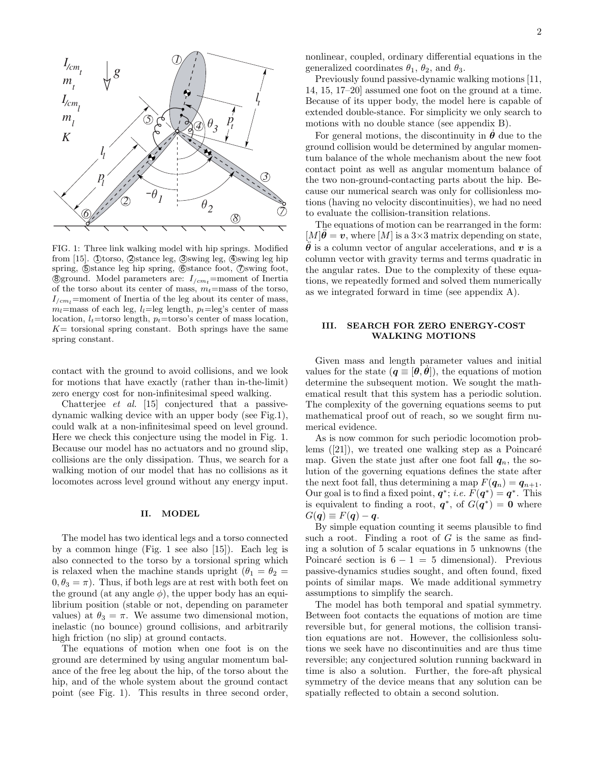FIG. 1: Three link walking model with hip springs. Modified from [15]. ①torso, ②stance leg, ③swing leg, ④swing leg hip spring, ⑤stance leg hip spring, ⑥stance foot, ⑦swing foot, ⑧ground. Model parameters are: $I_{/cm_t}$=moment of Inertia of the torso about its center of mass, $m_t$=mass of the torso, $I_{/cm_l}$=moment of Inertia of the leg about its center of mass, $m_l$=mass of each leg, $l_l$=leg length, $p_t$=leg's center of mass location, $l_t$=torso length, $p_t$=torso's center of mass location, $K$= torsional spring constant. Both springs have the same spring constant.

contact with the ground to avoid collisions, and we look for motions that have exactly (rather than in-the-limit) zero energy cost for non-infinitesimal speed walking.

Chatterjee *et al.* [15] conjectured that a passive-dynamic walking device with an upper body (see Fig.1), could walk at a non-infinitesimal speed on level ground. Here we check this conjecture using the model in Fig. 1. Because our model has no actuators and no ground slip, collisions are the only dissipation. Thus, we search for a walking motion of our model that has no collisions as it locomotes across level ground without any energy input.

## II. MODEL

The model has two identical legs and a torso connected by a common hinge (Fig. 1 see also [15]). Each leg is also connected to the torso by a torsional spring which is relaxed when the machine stands upright ($\theta_1 = \theta_2 = 0, \theta_3 = \pi$). Thus, if both legs are at rest with both feet on the ground (at any angle $\phi$), the upper body has an equilibrium position (stable or not, depending on parameter values) at $\theta_3 = \pi$. We assume two dimensional motion, inelastic (no bounce) ground collisions, and arbitrarily high friction (no slip) at ground contacts.

The equations of motion when one foot is on the ground are determined by using angular momentum balance of the free leg about the hip, of the torso about the hip, and of the whole system about the ground contact point (see Fig. 1). This results in three second order, nonlinear, coupled, ordinary differential equations in the generalized coordinates $\theta_1$, $\theta_2$, and $\theta_3$.

Previously found passive-dynamic walking motions [11, 14, 15, 17–20] assumed one foot on the ground at a time. Because of its upper body, the model here is capable of extended double-stance. For simplicity we only search to motions with no double stance (see appendix B).

For general motions, the discontinuity in $\dot{\boldsymbol{\theta}}$ due to the ground collision would be determined by angular momentum balance of the whole mechanism about the new foot contact point as well as angular momentum balance of the two non-ground-contacting parts about the hip. Because our numerical search was only for collisionless motions (having no velocity discontinuities), we had no need to evaluate the collision-transition relations.

The equations of motion can be rearranged in the form: $[M]\ddot{\boldsymbol{\theta}} = \boldsymbol{v}$, where $[M]$ is a 3×3 matrix depending on state, $\ddot{\boldsymbol{\theta}}$ is a column vector of angular accelerations, and $\boldsymbol{v}$ is a column vector with gravity terms and terms quadratic in the angular rates. Due to the complexity of these equations, we repeatedly formed and solved them numerically as we integrated forward in time (see appendix A).

## III. SEARCH FOR ZERO ENERGY-COST WALKING MOTIONS

Given mass and length parameter values and initial values for the state ($\boldsymbol{q} \equiv [\boldsymbol{\theta}, \dot{\boldsymbol{\theta}}]$), the equations of motion determine the subsequent motion. We sought the mathematical result that this system has a periodic solution. The complexity of the governing equations seems to put mathematical proof out of reach, so we sought firm numerical evidence.

As is now common for such periodic locomotion problems ([21]), we treated one walking step as a Poincaré map. Given the state just after one foot fall $\boldsymbol{q}_n$, the solution of the governing equations defines the state after the next foot fall, thus determining a map $F(\boldsymbol{q}_n) = \boldsymbol{q}_{n+1}$. Our goal is to find a fixed point, $\boldsymbol{q}^*$; *i.e.* $F(\boldsymbol{q}^*) = \boldsymbol{q}^*$. This is equivalent to finding a root, $\boldsymbol{q}^*$, of $G(\boldsymbol{q}^*) = \boldsymbol{0}$ where $G(\boldsymbol{q}) \equiv F(\boldsymbol{q}) - \boldsymbol{q}$.

By simple equation counting it seems plausible to find such a root. Finding a root of $G$ is the same as finding a solution of 5 scalar equations in 5 unknowns (the Poincaré section is $6 - 1 = 5$ dimensional). Previous passive-dynamics studies sought, and often found, fixed points of similar maps. We made additional symmetry assumptions to simplify the search.

The model has both temporal and spatial symmetry. Between foot contacts the equations of motion are time reversible but, for general motions, the collision transition equations are not. However, the collisionless solutions we seek have no discontinuities and are thus time reversible; any conjectured solution running backward in time is also a solution. Further, the fore-aft physical symmetry of the device means that any solution can be spatially reflected to obtain a second solution.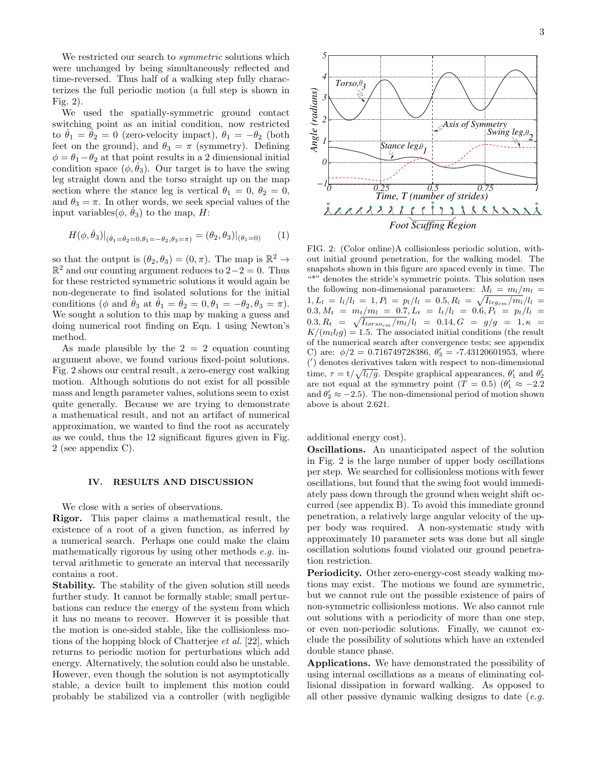We restricted our search to *symmetric* solutions which were unchanged by being simultaneously reflected and time-reversed. Thus half of a walking step fully characterizes the full periodic motion (a full step is shown in Fig. 2).

We used the spatially-symmetric ground contact switching point as an initial condition, now restricted to $\dot{\theta}_1 = \dot{\theta}_2 = 0$ (zero-velocity impact), $\theta_1 = -\theta_2$ (both feet on the ground), and $\theta_3 = \pi$ (symmetry). Defining $\phi = \theta_1 - \theta_2$ at that point results in a 2 dimensional initial condition space $(\phi, \dot{\theta}_3)$. Our target is to have the swing leg straight down and the torso straight up on the map section where the stance leg is vertical $\theta_1 = 0$, $\theta_2 = 0$, and $\theta_3 = \pi$. In other words, we seek special values of the input variables$(\phi, \dot{\theta}_3)$ to the map, $H$:

$$H(\phi, \dot{\theta}_3)|_{(\dot{\theta}_1=\dot{\theta}_2=0, \theta_1=-\theta_2, \theta_3=\pi)} = (\theta_2, \theta_3)|_{(\theta_1=0)} \qquad (1)$$

so that the output is $(\theta_2, \theta_3) = (0, \pi)$. The map is $\mathbb{R}^2 \to \mathbb{R}^2$ and our counting argument reduces to $2-2 = 0$. Thus for these restricted symmetric solutions it would again be non-degenerate to find isolated solutions for the initial conditions ($\phi$ and $\dot{\theta}_3$ at $\dot{\theta}_1 = \dot{\theta}_2 = 0, \theta_1 = -\theta_2, \theta_3 = \pi$). We sought a solution to this map by making a guess and doing numerical root finding on Eqn. 1 using Newton's method.

As made plausible by the $2 = 2$ equation counting argument above, we found various fixed-point solutions. Fig. 2 shows our central result, a zero-energy cost walking motion. Although solutions do not exist for all possible mass and length parameter values, solutions seem to exist quite generally. Because we are trying to demonstrate a mathematical result, and not an artifact of numerical approximation, we wanted to find the root as accurately as we could, thus the 12 significant figures given in Fig. 2 (see appendix C).

FIG. 2: (Color online)A collisionless periodic solution, without initial ground penetration, for the walking model. The snapshots shown in this figure are spaced evenly in time. The "*" denotes the stride's symmetric points. This solution uses the following non-dimensional parameters: $M_l = m_l/m_l = 1, L_l = l_l/l_l = 1, P_l = p_l/l_l = 0.5, R_l = \sqrt{I_{leg_{cm}}/m_l}/l_l = 0.3, M_t = m_t/m_l = 0.7, L_t = l_t/l_l = 0.6, P_t = p_t/l_l = 0.3, R_t = \sqrt{I_{torso_{cm}}/m_l}/l_l = 0.14, G = g/g = 1, \kappa = K/(m_l l_l g) = 1.5$. The associated initial conditions (the result of the numerical search after convergence tests; see appendix C) are: $\phi/2 = 0.716749728386$, $\theta_3' = -7.43120601953$, where ($'$) denotes derivatives taken with respect to non-dimensional time, $\tau = t/\sqrt{l_l/g}$. Despite graphical appearances, $\theta_1'$ and $\theta_2'$ are not equal at the symmetry point ($T = 0.5$) ($\theta_1' \approx -2.2$ and $\theta_2' \approx -2.5$). The non-dimensional period of motion shown above is about 2.621.

## IV. RESULTS AND DISCUSSION

We close with a series of observations.

**Rigor.** This paper claims a mathematical result, the existence of a root of a given function, as inferred by a numerical search. Perhaps one could make the claim mathematically rigorous by using other methods *e.g.* interval arithmetic to generate an interval that necessarily contains a root.

**Stability.** The stability of the given solution still needs further study. It cannot be formally stable; small perturbations can reduce the energy of the system from which it has no means to recover. However it is possible that the motion is one-sided stable, like the collisionless motions of the hopping block of Chatterjee *et al.* [22], which returns to periodic motion for perturbations which add energy. Alternatively, the solution could also be unstable. However, even though the solution is not asymptotically stable, a device built to implement this motion could probably be stabilized via a controller (with negligible additional energy cost).

**Oscillations.** An unanticipated aspect of the solution in Fig. 2 is the large number of upper body oscillations per step. We searched for collisionless motions with fewer oscillations, but found that the swing foot would immediately pass down through the ground when weight shift occurred (see appendix B). To avoid this immediate ground penetration, a relatively large angular velocity of the upper body was required. A non-systematic study with approximately 10 parameter sets was done but all single oscillation solutions found violated our ground penetration restriction.

**Periodicity.** Other zero-energy-cost steady walking motions may exist. The motions we found are symmetric, but we cannot rule out the possible existence of pairs of non-symmetric collisionless motions. We also cannot rule out solutions with a periodicity of more than one step, or even non-periodic solutions. Finally, we cannot exclude the possibility of solutions which have an extended double stance phase.

**Applications.** We have demonstrated the possibility of using internal oscillations as a means of eliminating collisional dissipation in forward walking. As opposed to all other passive dynamic walking designs to date (*e.g.*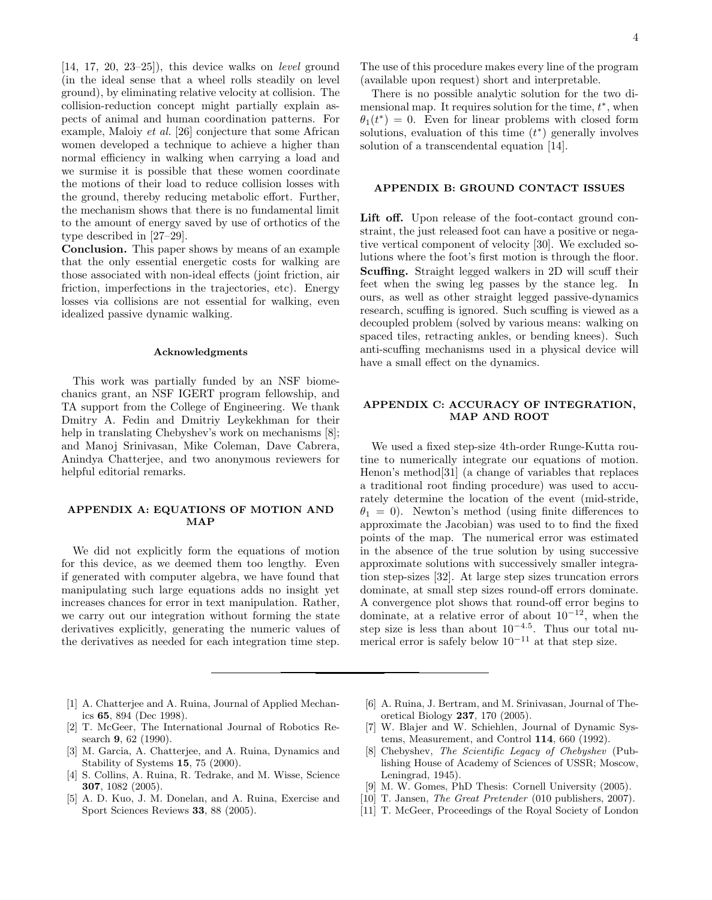[14, 17, 20, 23–25]), this device walks on *level* ground (in the ideal sense that a wheel rolls steadily on level ground), by eliminating relative velocity at collision. The collision-reduction concept might partially explain aspects of animal and human coordination patterns. For example, Maloiy *et al.* [26] conjecture that some African women developed a technique to achieve a higher than normal efficiency in walking when carrying a load and we surmise it is possible that these women coordinate the motions of their load to reduce collision losses with the ground, thereby reducing metabolic effort. Further, the mechanism shows that there is no fundamental limit to the amount of energy saved by use of orthotics of the type described in [27–29].

**Conclusion.** This paper shows by means of an example that the only essential energetic costs for walking are those associated with non-ideal effects (joint friction, air friction, imperfections in the trajectories, etc). Energy losses via collisions are not essential for walking, even idealized passive dynamic walking.

### Acknowledgments

This work was partially funded by an NSF biomechanics grant, an NSF IGERT program fellowship, and TA support from the College of Engineering. We thank Dmitry A. Fedin and Dmitriy Leykekhman for their help in translating Chebyshev's work on mechanisms [8]; and Manoj Srinivasan, Mike Coleman, Dave Cabrera, Anindya Chatterjee, and two anonymous reviewers for helpful editorial remarks.

## APPENDIX A: EQUATIONS OF MOTION AND MAP

We did not explicitly form the equations of motion for this device, as we deemed them too lengthy. Even if generated with computer algebra, we have found that manipulating such large equations adds no insight yet increases chances for error in text manipulation. Rather, we carry out our integration without forming the state derivatives explicitly, generating the numeric values of the derivatives as needed for each integration time step. The use of this procedure makes every line of the program (available upon request) short and interpretable.

There is no possible analytic solution for the two dimensional map. It requires solution for the time, $t^*$, when $\theta_1(t^*) = 0$. Even for linear problems with closed form solutions, evaluation of this time ($t^*$) generally involves solution of a transcendental equation [14].

## APPENDIX B: GROUND CONTACT ISSUES

**Lift off.** Upon release of the foot-contact ground constraint, the just released foot can have a positive or negative vertical component of velocity [30]. We excluded solutions where the foot's first motion is through the floor.

**Scuffing.** Straight legged walkers in 2D will scuff their feet when the swing leg passes by the stance leg. In ours, as well as other straight legged passive-dynamics research, scuffing is ignored. Such scuffing is viewed as a decoupled problem (solved by various means: walking on spaced tiles, retracting ankles, or bending knees). Such anti-scuffing mechanisms used in a physical device will have a small effect on the dynamics.

## APPENDIX C: ACCURACY OF INTEGRATION, MAP AND ROOT

We used a fixed step-size 4th-order Runge-Kutta routine to numerically integrate our equations of motion. Henon's method[31] (a change of variables that replaces a traditional root finding procedure) was used to accurately determine the location of the event (mid-stride, $\theta_1 = 0$). Newton's method (using finite differences to approximate the Jacobian) was used to to find the fixed points of the map. The numerical error was estimated in the absence of the true solution by using successive approximate solutions with successively smaller integration step-sizes [32]. At large step sizes truncation errors dominate, at small step sizes round-off errors dominate. A convergence plot shows that round-off error begins to dominate, at a relative error of about $10^{-12}$, when the step size is less than about $10^{-4.5}$. Thus our total numerical error is safely below $10^{-11}$ at that step size.

---

[1] A. Chatterjee and A. Ruina, Journal of Applied Mechanics **65**, 894 (Dec 1998).

[2] T. McGeer, The International Journal of Robotics Research **9**, 62 (1990).

[3] M. Garcia, A. Chatterjee, and A. Ruina, Dynamics and Stability of Systems **15**, 75 (2000).

[4] S. Collins, A. Ruina, R. Tedrake, and M. Wisse, Science **307**, 1082 (2005).

[5] A. D. Kuo, J. M. Donelan, and A. Ruina, Exercise and Sport Sciences Reviews **33**, 88 (2005).

[6] A. Ruina, J. Bertram, and M. Srinivasan, Journal of Theoretical Biology **237**, 170 (2005).

[7] W. Blajer and W. Schiehlen, Journal of Dynamic Systems, Measurement, and Control **114**, 660 (1992).

[8] Chebyshev, *The Scientific Legacy of Chebyshev* (Publishing House of Academy of Sciences of USSR; Moscow, Leningrad, 1945).

[9] M. W. Gomes, PhD Thesis: Cornell University (2005).

[10] T. Jansen, *The Great Pretender* (010 publishers, 2007).

[11] T. McGeer, Proceedings of the Royal Society of London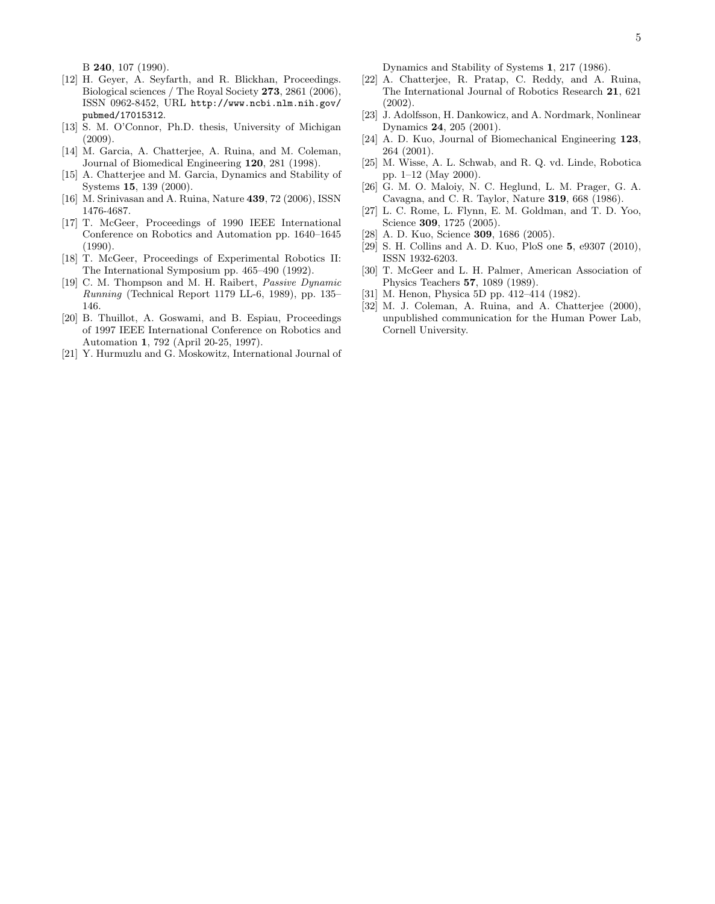B **240**, 107 (1990).

[12] H. Geyer, A. Seyfarth, and R. Blickhan, Proceedings. Biological sciences / The Royal Society **273**, 2861 (2006), ISSN 0962-8452, URL `http://www.ncbi.nlm.nih.gov/pubmed/17015312`.

[13] S. M. O'Connor, Ph.D. thesis, University of Michigan (2009).

[14] M. Garcia, A. Chatterjee, A. Ruina, and M. Coleman, Journal of Biomedical Engineering **120**, 281 (1998).

[15] A. Chatterjee and M. Garcia, Dynamics and Stability of Systems **15**, 139 (2000).

[16] M. Srinivasan and A. Ruina, Nature **439**, 72 (2006), ISSN 1476-4687.

[17] T. McGeer, Proceedings of 1990 IEEE International Conference on Robotics and Automation pp. 1640–1645 (1990).

[18] T. McGeer, Proceedings of Experimental Robotics II: The International Symposium pp. 465–490 (1992).

[19] C. M. Thompson and M. H. Raibert, *Passive Dynamic Running* (Technical Report 1179 LL-6, 1989), pp. 135–146.

[20] B. Thuillot, A. Goswami, and B. Espiau, Proceedings of 1997 IEEE International Conference on Robotics and Automation **1**, 792 (April 20-25, 1997).

[21] Y. Hurmuzlu and G. Moskowitz, International Journal of Dynamics and Stability of Systems **1**, 217 (1986).

[22] A. Chatterjee, R. Pratap, C. Reddy, and A. Ruina, The International Journal of Robotics Research **21**, 621 (2002).

[23] J. Adolfsson, H. Dankowicz, and A. Nordmark, Nonlinear Dynamics **24**, 205 (2001).

[24] A. D. Kuo, Journal of Biomechanical Engineering **123**, 264 (2001).

[25] M. Wisse, A. L. Schwab, and R. Q. vd. Linde, Robotica pp. 1–12 (May 2000).

[26] G. M. O. Maloiy, N. C. Heglund, L. M. Prager, G. A. Cavagna, and C. R. Taylor, Nature **319**, 668 (1986).

[27] L. C. Rome, L. Flynn, E. M. Goldman, and T. D. Yoo, Science **309**, 1725 (2005).

[28] A. D. Kuo, Science **309**, 1686 (2005).

[29] S. H. Collins and A. D. Kuo, PloS one **5**, e9307 (2010), ISSN 1932-6203.

[30] T. McGeer and L. H. Palmer, American Association of Physics Teachers **57**, 1089 (1989).

[31] M. Henon, Physica 5D pp. 412–414 (1982).

[32] M. J. Coleman, A. Ruina, and A. Chatterjee (2000), unpublished communication for the Human Power Lab, Cornell University.